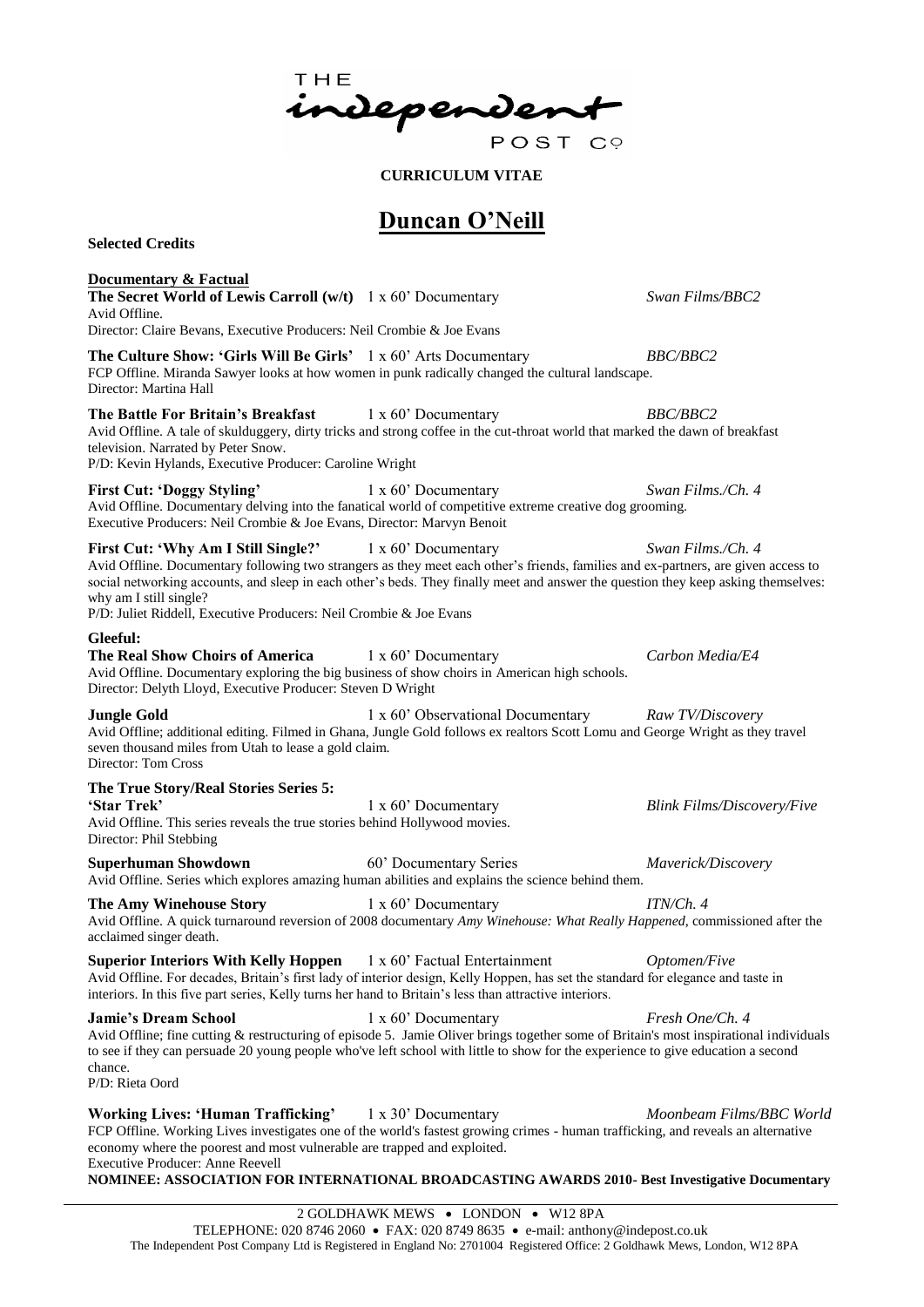THE independent POST Co

**CURRICULUM VITAE**

# Duncan O'Neill

**Selected Credits**

## Documentary & Factual

**The Secret World of Lewis Carroll (w/t)** 1 x 60' Documentary *Swan Films/BBC2*
Avid Offline.
Director: Claire Bevans, Executive Producers: Neil Crombie & Joe Evans

**The Culture Show: 'Girls Will Be Girls'** 1 x 60' Arts Documentary *BBC/BBC2*
FCP Offline. Miranda Sawyer looks at how women in punk radically changed the cultural landscape.
Director: Martina Hall

**The Battle For Britain's Breakfast** 1 x 60' Documentary *BBC/BBC2*
Avid Offline. A tale of skulduggery, dirty tricks and strong coffee in the cut-throat world that marked the dawn of breakfast television. Narrated by Peter Snow.
P/D: Kevin Hylands, Executive Producer: Caroline Wright

**First Cut: 'Doggy Styling'** 1 x 60' Documentary *Swan Films./Ch. 4*
Avid Offline. Documentary delving into the fanatical world of competitive extreme creative dog grooming.
Executive Producers: Neil Crombie & Joe Evans, Director: Marvyn Benoit

**First Cut: 'Why Am I Still Single?'** 1 x 60' Documentary *Swan Films./Ch. 4*
Avid Offline. Documentary following two strangers as they meet each other's friends, families and ex-partners, are given access to social networking accounts, and sleep in each other's beds. They finally meet and answer the question they keep asking themselves: why am I still single?
P/D: Juliet Riddell, Executive Producers: Neil Crombie & Joe Evans

**Gleeful:**
**The Real Show Choirs of America** 1 x 60' Documentary *Carbon Media/E4*
Avid Offline. Documentary exploring the big business of show choirs in American high schools.
Director: Delyth Lloyd, Executive Producer: Steven D Wright

**Jungle Gold** 1 x 60' Observational Documentary *Raw TV/Discovery*
Avid Offline; additional editing. Filmed in Ghana, Jungle Gold follows ex realtors Scott Lomu and George Wright as they travel seven thousand miles from Utah to lease a gold claim.
Director: Tom Cross

**The True Story/Real Stories Series 5:**
**'Star Trek'** 1 x 60' Documentary *Blink Films/Discovery/Five*
Avid Offline. This series reveals the true stories behind Hollywood movies.
Director: Phil Stebbing

**Superhuman Showdown** 60' Documentary Series *Maverick/Discovery*
Avid Offline. Series which explores amazing human abilities and explains the science behind them.

**The Amy Winehouse Story** 1 x 60' Documentary *ITN/Ch. 4*
Avid Offline. A quick turnaround reversion of 2008 documentary *Amy Winehouse: What Really Happened*, commissioned after the acclaimed singer death.

**Superior Interiors With Kelly Hoppen** 1 x 60' Factual Entertainment *Optomen/Five*
Avid Offline. For decades, Britain's first lady of interior design, Kelly Hoppen, has set the standard for elegance and taste in interiors. In this five part series, Kelly turns her hand to Britain's less than attractive interiors.

**Jamie's Dream School** 1 x 60' Documentary *Fresh One/Ch. 4*
Avid Offline; fine cutting & restructuring of episode 5. Jamie Oliver brings together some of Britain's most inspirational individuals to see if they can persuade 20 young people who've left school with little to show for the experience to give education a second chance.
P/D: Rieta Oord

**Working Lives: 'Human Trafficking'** 1 x 30' Documentary *Moonbeam Films/BBC World*
FCP Offline. Working Lives investigates one of the world's fastest growing crimes - human trafficking, and reveals an alternative economy where the poorest and most vulnerable are trapped and exploited.
Executive Producer: Anne Reevell
**NOMINEE: ASSOCIATION FOR INTERNATIONAL BROADCASTING AWARDS 2010- Best Investigative Documentary**

2 GOLDHAWK MEWS • LONDON • W12 8PA
TELEPHONE: 020 8746 2060 • FAX: 020 8749 8635 • e-mail: anthony@indepost.co.uk
The Independent Post Company Ltd is Registered in England No: 2701004 Registered Office: 2 Goldhawk Mews, London, W12 8PA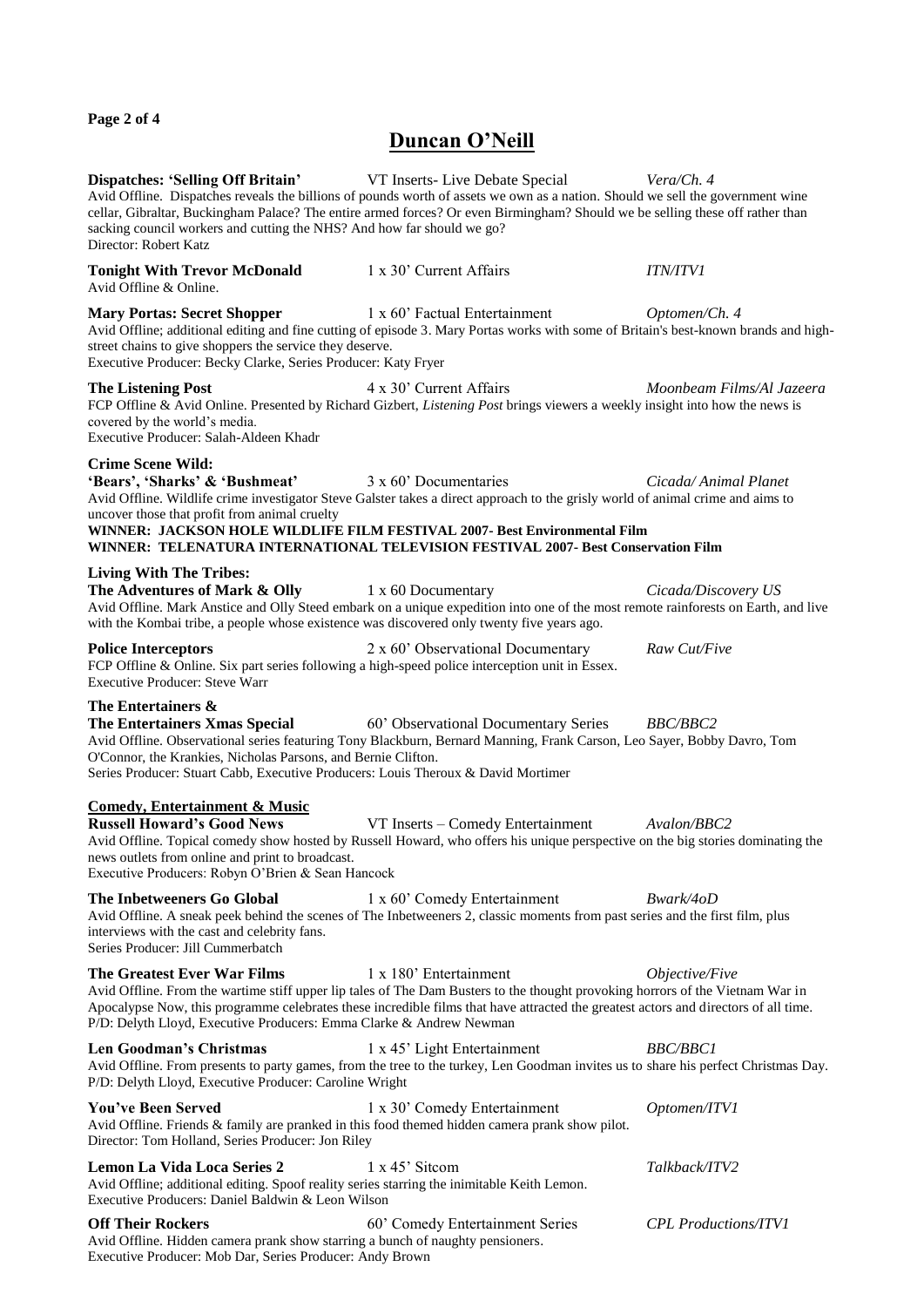# Duncan O'Neill

**Dispatches: 'Selling Off Britain'** VT Inserts- Live Debate Special *Vera/Ch. 4*
Avid Offline. Dispatches reveals the billions of pounds worth of assets we own as a nation. Should we sell the government wine cellar, Gibraltar, Buckingham Palace? The entire armed forces? Or even Birmingham? Should we be selling these off rather than sacking council workers and cutting the NHS? And how far should we go?
Director: Robert Katz

**Tonight With Trevor McDonald** 1 x 30' Current Affairs *ITN/ITV1*
Avid Offline & Online.

**Mary Portas: Secret Shopper** 1 x 60' Factual Entertainment *Optomen/Ch. 4*
Avid Offline; additional editing and fine cutting of episode 3. Mary Portas works with some of Britain's best-known brands and high-street chains to give shoppers the service they deserve.
Executive Producer: Becky Clarke, Series Producer: Katy Fryer

**The Listening Post** 4 x 30' Current Affairs *Moonbeam Films/Al Jazeera*
FCP Offline & Avid Online. Presented by Richard Gizbert, *Listening Post* brings viewers a weekly insight into how the news is covered by the world's media.
Executive Producer: Salah-Aldeen Khadr

**Crime Scene Wild:**
**'Bears', 'Sharks' & 'Bushmeat'** 3 x 60' Documentaries *Cicada/ Animal Planet*
Avid Offline. Wildlife crime investigator Steve Galster takes a direct approach to the grisly world of animal crime and aims to uncover those that profit from animal cruelty
**WINNER: JACKSON HOLE WILDLIFE FILM FESTIVAL 2007- Best Environmental Film**
**WINNER: TELENATURA INTERNATIONAL TELEVISION FESTIVAL 2007- Best Conservation Film**

**Living With The Tribes:**
**The Adventures of Mark & Olly** 1 x 60 Documentary *Cicada/Discovery US*
Avid Offline. Mark Anstice and Olly Steed embark on a unique expedition into one of the most remote rainforests on Earth, and live with the Kombai tribe, a people whose existence was discovered only twenty five years ago.

**Police Interceptors** 2 x 60' Observational Documentary *Raw Cut/Five*
FCP Offline & Online. Six part series following a high-speed police interception unit in Essex.
Executive Producer: Steve Warr

**The Entertainers &**
**The Entertainers Xmas Special** 60' Observational Documentary Series *BBC/BBC2*
Avid Offline. Observational series featuring Tony Blackburn, Bernard Manning, Frank Carson, Leo Sayer, Bobby Davro, Tom O'Connor, the Krankies, Nicholas Parsons, and Bernie Clifton.
Series Producer: Stuart Cabb, Executive Producers: Louis Theroux & David Mortimer

## Comedy, Entertainment & Music

**Russell Howard's Good News** VT Inserts – Comedy Entertainment *Avalon/BBC2*
Avid Offline. Topical comedy show hosted by Russell Howard, who offers his unique perspective on the big stories dominating the news outlets from online and print to broadcast.
Executive Producers: Robyn O'Brien & Sean Hancock

**The Inbetweeners Go Global** 1 x 60' Comedy Entertainment *Bwark/4oD*
Avid Offline. A sneak peek behind the scenes of The Inbetweeners 2, classic moments from past series and the first film, plus interviews with the cast and celebrity fans.
Series Producer: Jill Cummerbatch

**The Greatest Ever War Films** 1 x 180' Entertainment *Objective/Five*
Avid Offline. From the wartime stiff upper lip tales of The Dam Busters to the thought provoking horrors of the Vietnam War in Apocalypse Now, this programme celebrates these incredible films that have attracted the greatest actors and directors of all time.
P/D: Delyth Lloyd, Executive Producers: Emma Clarke & Andrew Newman

**Len Goodman's Christmas** 1 x 45' Light Entertainment *BBC/BBC1*
Avid Offline. From presents to party games, from the tree to the turkey, Len Goodman invites us to share his perfect Christmas Day.
P/D: Delyth Lloyd, Executive Producer: Caroline Wright

**You've Been Served** 1 x 30' Comedy Entertainment *Optomen/ITV1*
Avid Offline. Friends & family are pranked in this food themed hidden camera prank show pilot.
Director: Tom Holland, Series Producer: Jon Riley

**Lemon La Vida Loca Series 2** 1 x 45' Sitcom *Talkback/ITV2*
Avid Offline; additional editing. Spoof reality series starring the inimitable Keith Lemon.
Executive Producers: Daniel Baldwin & Leon Wilson

**Off Their Rockers** 60' Comedy Entertainment Series *CPL Productions/ITV1*
Avid Offline. Hidden camera prank show starring a bunch of naughty pensioners.
Executive Producer: Mob Dar, Series Producer: Andy Brown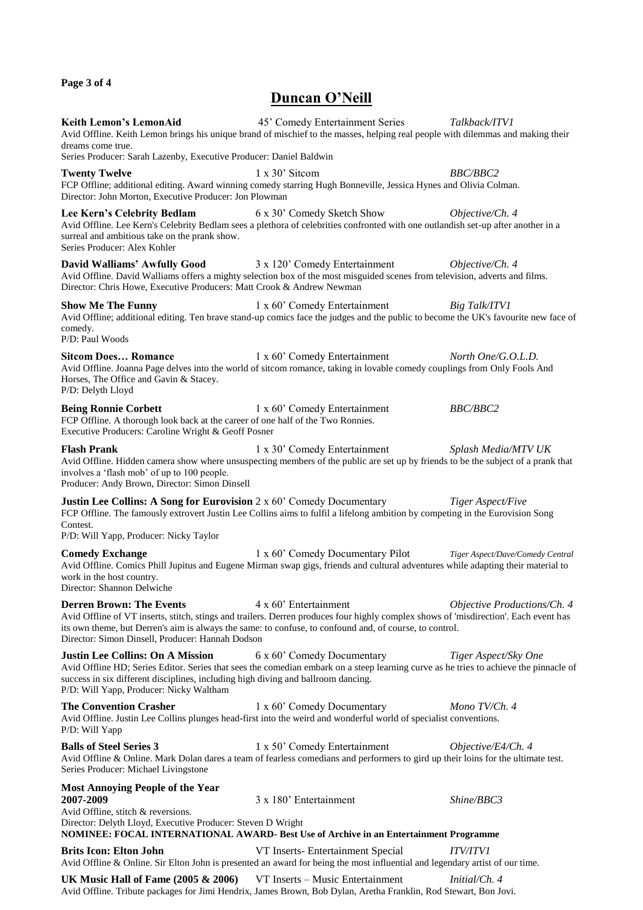# Duncan O'Neill

**Keith Lemon's LemonAid** 45' Comedy Entertainment Series *Talkback/ITV1*
Avid Offline. Keith Lemon brings his unique brand of mischief to the masses, helping real people with dilemmas and making their dreams come true.
Series Producer: Sarah Lazenby, Executive Producer: Daniel Baldwin

**Twenty Twelve** 1 x 30' Sitcom *BBC/BBC2*
FCP Offline; additional editing. Award winning comedy starring Hugh Bonneville, Jessica Hynes and Olivia Colman.
Director: John Morton, Executive Producer: Jon Plowman

**Lee Kern's Celebrity Bedlam** 6 x 30' Comedy Sketch Show *Objective/Ch. 4*
Avid Offline. Lee Kern's Celebrity Bedlam sees a plethora of celebrities confronted with one outlandish set-up after another in a surreal and ambitious take on the prank show.
Series Producer: Alex Kohler

**David Walliams' Awfully Good** 3 x 120' Comedy Entertainment *Objective/Ch. 4*
Avid Offline. David Walliams offers a mighty selection box of the most misguided scenes from television, adverts and films.
Director: Chris Howe, Executive Producers: Matt Crook & Andrew Newman

**Show Me The Funny** 1 x 60' Comedy Entertainment *Big Talk/ITV1*
Avid Offline; additional editing. Ten brave stand-up comics face the judges and the public to become the UK's favourite new face of comedy.
P/D: Paul Woods

**Sitcom Does… Romance** 1 x 60' Comedy Entertainment *North One/G.O.L.D.*
Avid Offline. Joanna Page delves into the world of sitcom romance, taking in lovable comedy couplings from Only Fools And Horses, The Office and Gavin & Stacey.
P/D: Delyth Lloyd

**Being Ronnie Corbett** 1 x 60' Comedy Entertainment *BBC/BBC2*
FCP Offline. A thorough look back at the career of one half of the Two Ronnies.
Executive Producers: Caroline Wright & Geoff Posner

**Flash Prank** 1 x 30' Comedy Entertainment *Splash Media/MTV UK*
Avid Offline. Hidden camera show where unsuspecting members of the public are set up by friends to be the subject of a prank that involves a 'flash mob' of up to 100 people.
Producer: Andy Brown, Director: Simon Dinsell

**Justin Lee Collins: A Song for Eurovision** 2 x 60' Comedy Documentary *Tiger Aspect/Five*
FCP Offline. The famously extrovert Justin Lee Collins aims to fulfil a lifelong ambition by competing in the Eurovision Song Contest.
P/D: Will Yapp, Producer: Nicky Taylor

**Comedy Exchange** 1 x 60' Comedy Documentary Pilot *Tiger Aspect/Dave/Comedy Central*
Avid Offline. Comics Phill Jupitus and Eugene Mirman swap gigs, friends and cultural adventures while adapting their material to work in the host country.
Director: Shannon Delwiche

**Derren Brown: The Events** 4 x 60' Entertainment *Objective Productions/Ch. 4*
Avid Offline of VT inserts, stitch, stings and trailers. Derren produces four highly complex shows of 'misdirection'. Each event has its own theme, but Derren's aim is always the same: to confuse, to confound and, of course, to control.
Director: Simon Dinsell, Producer: Hannah Dodson

**Justin Lee Collins: On A Mission** 6 x 60' Comedy Documentary *Tiger Aspect/Sky One*
Avid Offline HD; Series Editor. Series that sees the comedian embark on a steep learning curve as he tries to achieve the pinnacle of success in six different disciplines, including high diving and ballroom dancing.
P/D: Will Yapp, Producer: Nicky Waltham

**The Convention Crasher** 1 x 60' Comedy Documentary *Mono TV/Ch. 4*
Avid Offline. Justin Lee Collins plunges head-first into the weird and wonderful world of specialist conventions.
P/D: Will Yapp

**Balls of Steel Series 3** 1 x 50' Comedy Entertainment *Objective/E4/Ch. 4*
Avid Offline & Online. Mark Dolan dares a team of fearless comedians and performers to gird up their loins for the ultimate test.
Series Producer: Michael Livingstone

**Most Annoying People of the Year 2007-2009** 3 x 180' Entertainment *Shine/BBC3*
Avid Offline, stitch & reversions.
Director: Delyth Lloyd, Executive Producer: Steven D Wright
**NOMINEE: FOCAL INTERNATIONAL AWARD- Best Use of Archive in an Entertainment Programme**

**Brits Icon: Elton John** VT Inserts- Entertainment Special *ITV/ITV1*
Avid Offline & Online. Sir Elton John is presented an award for being the most influential and legendary artist of our time.

**UK Music Hall of Fame (2005 & 2006)** VT Inserts – Music Entertainment *Initial/Ch. 4*
Avid Offline. Tribute packages for Jimi Hendrix, James Brown, Bob Dylan, Aretha Franklin, Rod Stewart, Bon Jovi.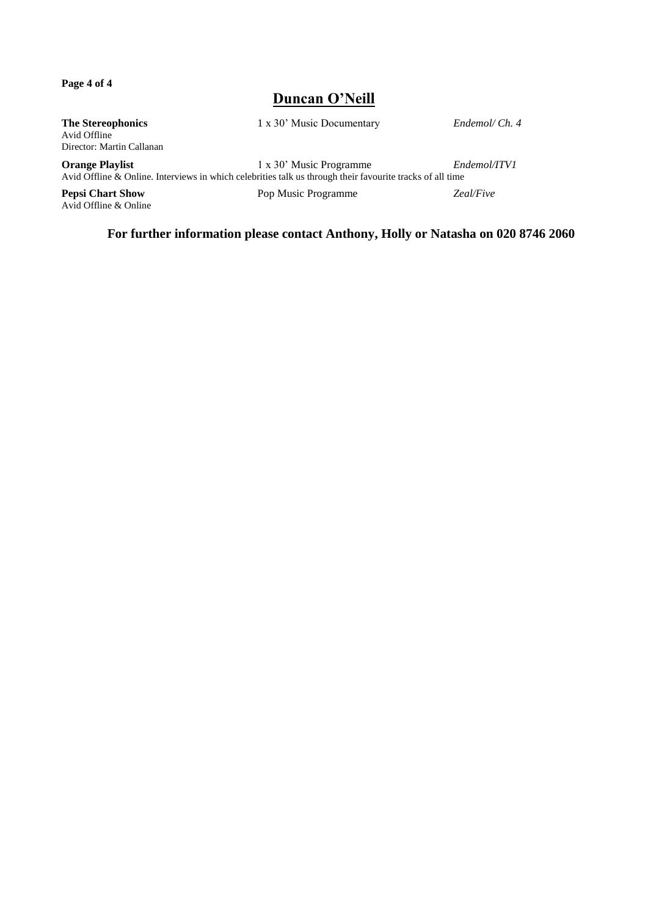# Duncan O'Neill

| | | |
|---|---|---|
| **The Stereophonics**<br>Avid Offline<br>Director: Martin Callanan | 1 x 30' Music Documentary | *Endemol/ Ch. 4* |
| **Orange Playlist** | 1 x 30' Music Programme | *Endemol/ITV1* |

Avid Offline & Online. Interviews in which celebrities talk us through their favourite tracks of all time

| | | |
|---|---|---|
| **Pepsi Chart Show**<br>Avid Offline & Online | Pop Music Programme | *Zeal/Five* |

**For further information please contact Anthony, Holly or Natasha on 020 8746 2060**